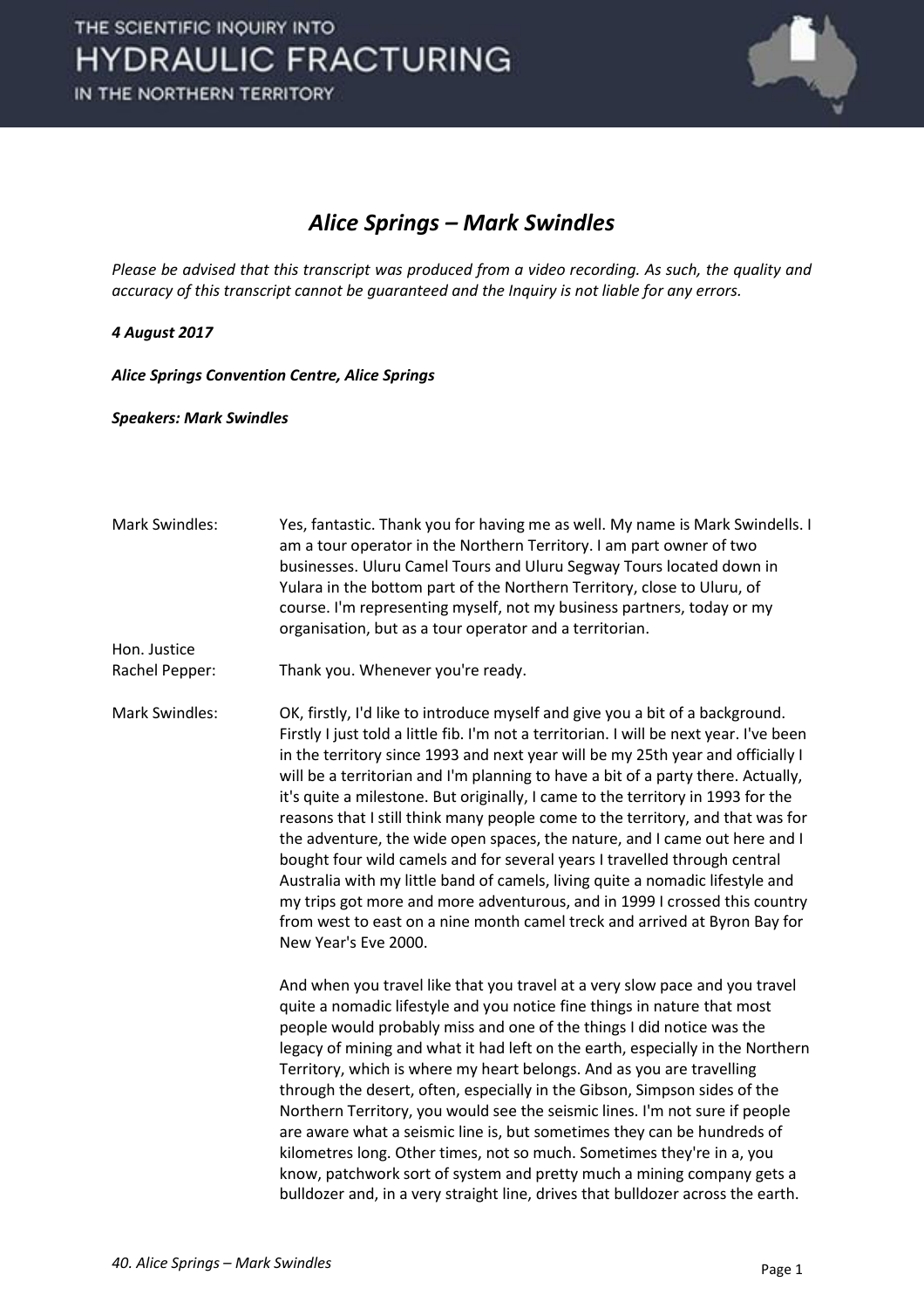# Alice Springs – Mark Swindles

*Please be advised that this transcript was produced from a video recording. As such, the quality and accuracy of this transcript cannot be guaranteed and the Inquiry is not liable for any errors.*

***4 August 2017***

***Alice Springs Convention Centre, Alice Springs***

***Speakers: Mark Swindles***

| | |
|---|---|
| Mark Swindles: | Yes, fantastic. Thank you for having me as well. My name is Mark Swindells. I am a tour operator in the Northern Territory. I am part owner of two businesses. Uluru Camel Tours and Uluru Segway Tours located down in Yulara in the bottom part of the Northern Territory, close to Uluru, of course. I'm representing myself, not my business partners, today or my organisation, but as a tour operator and a territorian. |
| Hon. Justice Rachel Pepper: | Thank you. Whenever you're ready. |
| Mark Swindles: | OK, firstly, I'd like to introduce myself and give you a bit of a background. Firstly I just told a little fib. I'm not a territorian. I will be next year. I've been in the territory since 1993 and next year will be my 25th year and officially I will be a territorian and I'm planning to have a bit of a party there. Actually, it's quite a milestone. But originally, I came to the territory in 1993 for the reasons that I still think many people come to the territory, and that was for the adventure, the wide open spaces, the nature, and I came out here and I bought four wild camels and for several years I travelled through central Australia with my little band of camels, living quite a nomadic lifestyle and my trips got more and more adventurous, and in 1999 I crossed this country from west to east on a nine month camel treck and arrived at Byron Bay for New Year's Eve 2000.<br><br>And when you travel like that you travel at a very slow pace and you travel quite a nomadic lifestyle and you notice fine things in nature that most people would probably miss and one of the things I did notice was the legacy of mining and what it had left on the earth, especially in the Northern Territory, which is where my heart belongs. And as you are travelling through the desert, often, especially in the Gibson, Simpson sides of the Northern Territory, you would see the seismic lines. I'm not sure if people are aware what a seismic line is, but sometimes they can be hundreds of kilometres long. Other times, not so much. Sometimes they're in a, you know, patchwork sort of system and pretty much a mining company gets a bulldozer and, in a very straight line, drives that bulldozer across the earth. |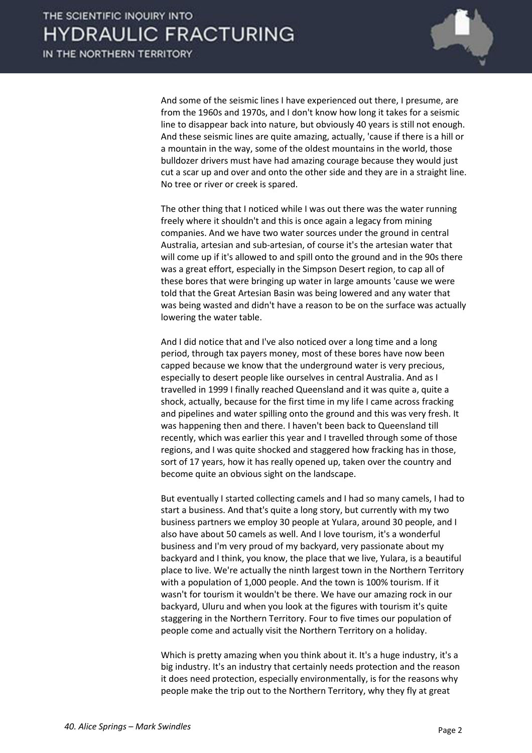And some of the seismic lines I have experienced out there, I presume, are from the 1960s and 1970s, and I don't know how long it takes for a seismic line to disappear back into nature, but obviously 40 years is still not enough. And these seismic lines are quite amazing, actually, 'cause if there is a hill or a mountain in the way, some of the oldest mountains in the world, those bulldozer drivers must have had amazing courage because they would just cut a scar up and over and onto the other side and they are in a straight line. No tree or river or creek is spared.

The other thing that I noticed while I was out there was the water running freely where it shouldn't and this is once again a legacy from mining companies. And we have two water sources under the ground in central Australia, artesian and sub-artesian, of course it's the artesian water that will come up if it's allowed to and spill onto the ground and in the 90s there was a great effort, especially in the Simpson Desert region, to cap all of these bores that were bringing up water in large amounts 'cause we were told that the Great Artesian Basin was being lowered and any water that was being wasted and didn't have a reason to be on the surface was actually lowering the water table.

And I did notice that and I've also noticed over a long time and a long period, through tax payers money, most of these bores have now been capped because we know that the underground water is very precious, especially to desert people like ourselves in central Australia. And as I travelled in 1999 I finally reached Queensland and it was quite a, quite a shock, actually, because for the first time in my life I came across fracking and pipelines and water spilling onto the ground and this was very fresh. It was happening then and there. I haven't been back to Queensland till recently, which was earlier this year and I travelled through some of those regions, and I was quite shocked and staggered how fracking has in those, sort of 17 years, how it has really opened up, taken over the country and become quite an obvious sight on the landscape.

But eventually I started collecting camels and I had so many camels, I had to start a business. And that's quite a long story, but currently with my two business partners we employ 30 people at Yulara, around 30 people, and I also have about 50 camels as well. And I love tourism, it's a wonderful business and I'm very proud of my backyard, very passionate about my backyard and I think, you know, the place that we live, Yulara, is a beautiful place to live. We're actually the ninth largest town in the Northern Territory with a population of 1,000 people. And the town is 100% tourism. If it wasn't for tourism it wouldn't be there. We have our amazing rock in our backyard, Uluru and when you look at the figures with tourism it's quite staggering in the Northern Territory. Four to five times our population of people come and actually visit the Northern Territory on a holiday.

Which is pretty amazing when you think about it. It's a huge industry, it's a big industry. It's an industry that certainly needs protection and the reason it does need protection, especially environmentally, is for the reasons why people make the trip out to the Northern Territory, why they fly at great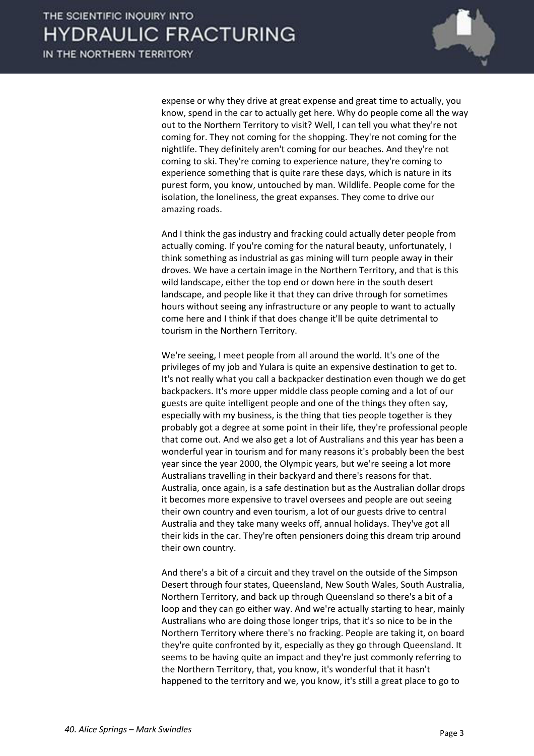expense or why they drive at great expense and great time to actually, you know, spend in the car to actually get here. Why do people come all the way out to the Northern Territory to visit? Well, I can tell you what they're not coming for. They not coming for the shopping. They're not coming for the nightlife. They definitely aren't coming for our beaches. And they're not coming to ski. They're coming to experience nature, they're coming to experience something that is quite rare these days, which is nature in its purest form, you know, untouched by man. Wildlife. People come for the isolation, the loneliness, the great expanses. They come to drive our amazing roads.

And I think the gas industry and fracking could actually deter people from actually coming. If you're coming for the natural beauty, unfortunately, I think something as industrial as gas mining will turn people away in their droves. We have a certain image in the Northern Territory, and that is this wild landscape, either the top end or down here in the south desert landscape, and people like it that they can drive through for sometimes hours without seeing any infrastructure or any people to want to actually come here and I think if that does change it'll be quite detrimental to tourism in the Northern Territory.

We're seeing, I meet people from all around the world. It's one of the privileges of my job and Yulara is quite an expensive destination to get to. It's not really what you call a backpacker destination even though we do get backpackers. It's more upper middle class people coming and a lot of our guests are quite intelligent people and one of the things they often say, especially with my business, is the thing that ties people together is they probably got a degree at some point in their life, they're professional people that come out. And we also get a lot of Australians and this year has been a wonderful year in tourism and for many reasons it's probably been the best year since the year 2000, the Olympic years, but we're seeing a lot more Australians travelling in their backyard and there's reasons for that. Australia, once again, is a safe destination but as the Australian dollar drops it becomes more expensive to travel oversees and people are out seeing their own country and even tourism, a lot of our guests drive to central Australia and they take many weeks off, annual holidays. They've got all their kids in the car. They're often pensioners doing this dream trip around their own country.

And there's a bit of a circuit and they travel on the outside of the Simpson Desert through four states, Queensland, New South Wales, South Australia, Northern Territory, and back up through Queensland so there's a bit of a loop and they can go either way. And we're actually starting to hear, mainly Australians who are doing those longer trips, that it's so nice to be in the Northern Territory where there's no fracking. People are taking it, on board they're quite confronted by it, especially as they go through Queensland. It seems to be having quite an impact and they're just commonly referring to the Northern Territory, that, you know, it's wonderful that it hasn't happened to the territory and we, you know, it's still a great place to go to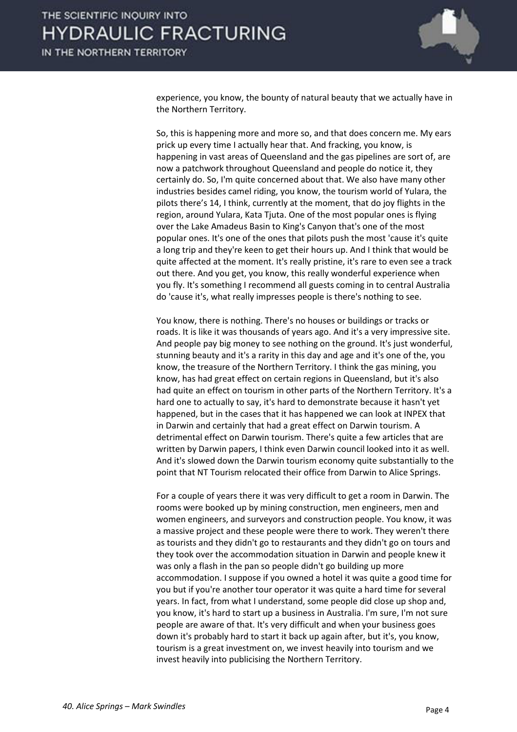experience, you know, the bounty of natural beauty that we actually have in the Northern Territory.

So, this is happening more and more so, and that does concern me. My ears prick up every time I actually hear that. And fracking, you know, is happening in vast areas of Queensland and the gas pipelines are sort of, are now a patchwork throughout Queensland and people do notice it, they certainly do. So, I'm quite concerned about that. We also have many other industries besides camel riding, you know, the tourism world of Yulara, the pilots there's 14, I think, currently at the moment, that do joy flights in the region, around Yulara, Kata Tjuta. One of the most popular ones is flying over the Lake Amadeus Basin to King's Canyon that's one of the most popular ones. It's one of the ones that pilots push the most 'cause it's quite a long trip and they're keen to get their hours up. And I think that would be quite affected at the moment. It's really pristine, it's rare to even see a track out there. And you get, you know, this really wonderful experience when you fly. It's something I recommend all guests coming in to central Australia do 'cause it's, what really impresses people is there's nothing to see.

You know, there is nothing. There's no houses or buildings or tracks or roads. It is like it was thousands of years ago. And it's a very impressive site. And people pay big money to see nothing on the ground. It's just wonderful, stunning beauty and it's a rarity in this day and age and it's one of the, you know, the treasure of the Northern Territory. I think the gas mining, you know, has had great effect on certain regions in Queensland, but it's also had quite an effect on tourism in other parts of the Northern Territory. It's a hard one to actually to say, it's hard to demonstrate because it hasn't yet happened, but in the cases that it has happened we can look at INPEX that in Darwin and certainly that had a great effect on Darwin tourism. A detrimental effect on Darwin tourism. There's quite a few articles that are written by Darwin papers, I think even Darwin council looked into it as well. And it's slowed down the Darwin tourism economy quite substantially to the point that NT Tourism relocated their office from Darwin to Alice Springs.

For a couple of years there it was very difficult to get a room in Darwin. The rooms were booked up by mining construction, men engineers, men and women engineers, and surveyors and construction people. You know, it was a massive project and these people were there to work. They weren't there as tourists and they didn't go to restaurants and they didn't go on tours and they took over the accommodation situation in Darwin and people knew it was only a flash in the pan so people didn't go building up more accommodation. I suppose if you owned a hotel it was quite a good time for you but if you're another tour operator it was quite a hard time for several years. In fact, from what I understand, some people did close up shop and, you know, it's hard to start up a business in Australia. I'm sure, I'm not sure people are aware of that. It's very difficult and when your business goes down it's probably hard to start it back up again after, but it's, you know, tourism is a great investment on, we invest heavily into tourism and we invest heavily into publicising the Northern Territory.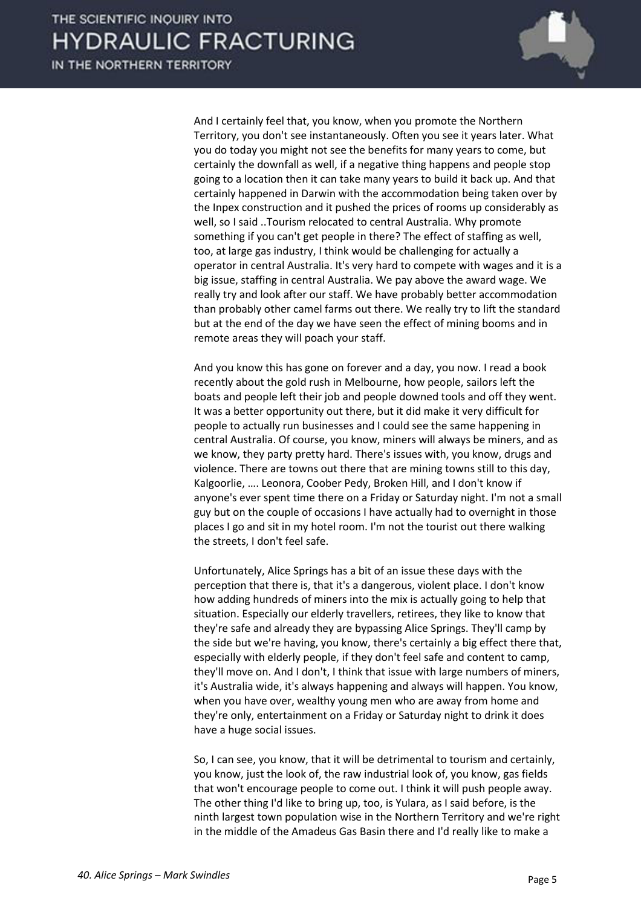And I certainly feel that, you know, when you promote the Northern Territory, you don't see instantaneously. Often you see it years later. What you do today you might not see the benefits for many years to come, but certainly the downfall as well, if a negative thing happens and people stop going to a location then it can take many years to build it back up. And that certainly happened in Darwin with the accommodation being taken over by the Inpex construction and it pushed the prices of rooms up considerably as well, so I said ..Tourism relocated to central Australia. Why promote something if you can't get people in there? The effect of staffing as well, too, at large gas industry, I think would be challenging for actually a operator in central Australia. It's very hard to compete with wages and it is a big issue, staffing in central Australia. We pay above the award wage. We really try and look after our staff. We have probably better accommodation than probably other camel farms out there. We really try to lift the standard but at the end of the day we have seen the effect of mining booms and in remote areas they will poach your staff.

And you know this has gone on forever and a day, you now. I read a book recently about the gold rush in Melbourne, how people, sailors left the boats and people left their job and people downed tools and off they went. It was a better opportunity out there, but it did make it very difficult for people to actually run businesses and I could see the same happening in central Australia. Of course, you know, miners will always be miners, and as we know, they party pretty hard. There's issues with, you know, drugs and violence. There are towns out there that are mining towns still to this day, Kalgoorlie, …. Leonora, Coober Pedy, Broken Hill, and I don't know if anyone's ever spent time there on a Friday or Saturday night. I'm not a small guy but on the couple of occasions I have actually had to overnight in those places I go and sit in my hotel room. I'm not the tourist out there walking the streets, I don't feel safe.

Unfortunately, Alice Springs has a bit of an issue these days with the perception that there is, that it's a dangerous, violent place. I don't know how adding hundreds of miners into the mix is actually going to help that situation. Especially our elderly travellers, retirees, they like to know that they're safe and already they are bypassing Alice Springs. They'll camp by the side but we're having, you know, there's certainly a big effect there that, especially with elderly people, if they don't feel safe and content to camp, they'll move on. And I don't, I think that issue with large numbers of miners, it's Australia wide, it's always happening and always will happen. You know, when you have over, wealthy young men who are away from home and they're only, entertainment on a Friday or Saturday night to drink it does have a huge social issues.

So, I can see, you know, that it will be detrimental to tourism and certainly, you know, just the look of, the raw industrial look of, you know, gas fields that won't encourage people to come out. I think it will push people away. The other thing I'd like to bring up, too, is Yulara, as I said before, is the ninth largest town population wise in the Northern Territory and we're right in the middle of the Amadeus Gas Basin there and I'd really like to make a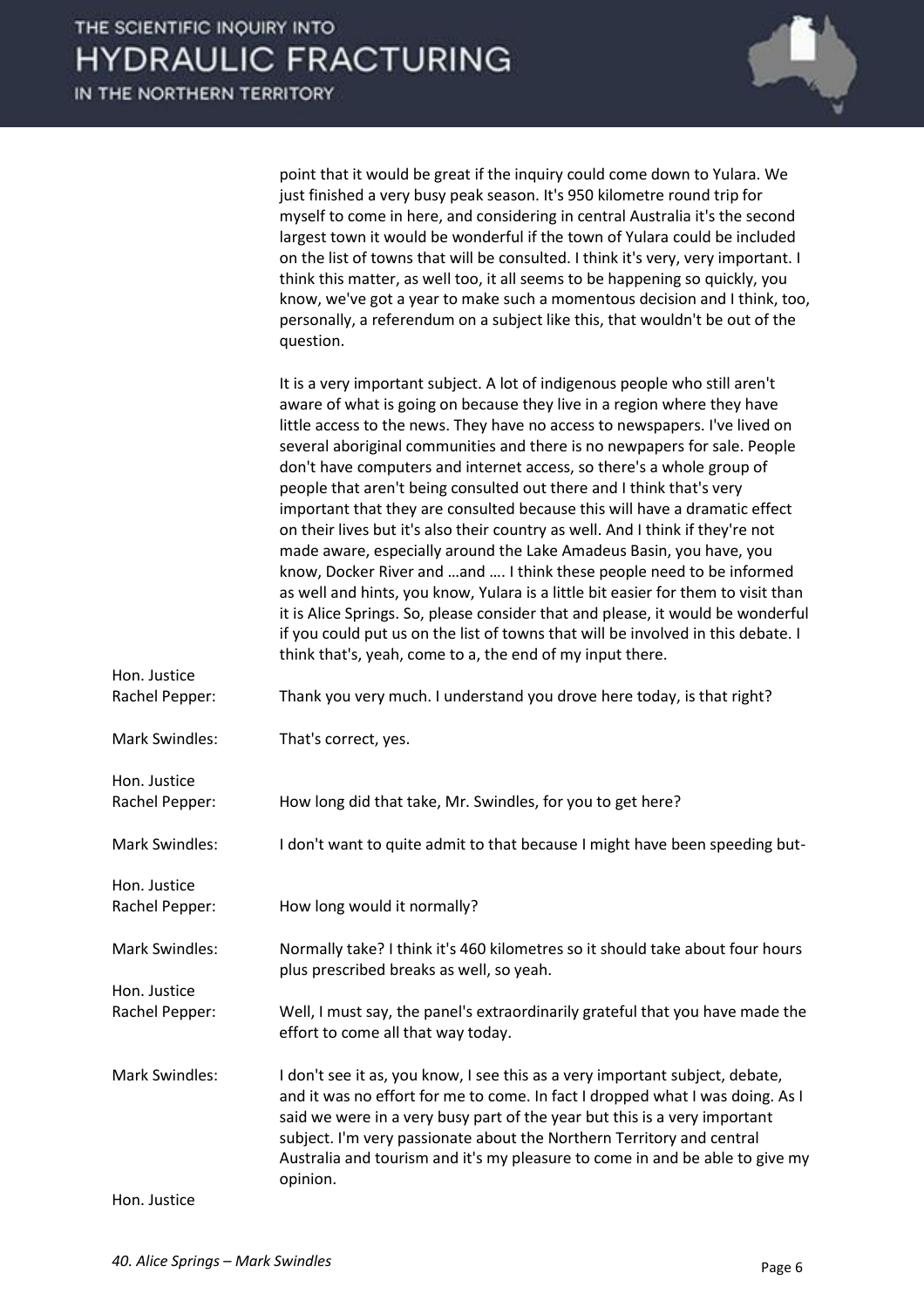point that it would be great if the inquiry could come down to Yulara. We just finished a very busy peak season. It's 950 kilometre round trip for myself to come in here, and considering in central Australia it's the second largest town it would be wonderful if the town of Yulara could be included on the list of towns that will be consulted. I think it's very, very important. I think this matter, as well too, it all seems to be happening so quickly, you know, we've got a year to make such a momentous decision and I think, too, personally, a referendum on a subject like this, that wouldn't be out of the question.

It is a very important subject. A lot of indigenous people who still aren't aware of what is going on because they live in a region where they have little access to the news. They have no access to newspapers. I've lived on several aboriginal communities and there is no newspapers for sale. People don't have computers and internet access, so there's a whole group of people that aren't being consulted out there and I think that's very important that they are consulted because this will have a dramatic effect on their lives but it's also their country as well. And I think if they're not made aware, especially around the Lake Amadeus Basin, you have, you know, Docker River and …and …. I think these people need to be informed as well and hints, you know, Yulara is a little bit easier for them to visit than it is Alice Springs. So, please consider that and please, it would be wonderful if you could put us on the list of towns that will be involved in this debate. I think that's, yeah, come to a, the end of my input there.

**Hon. Justice Rachel Pepper:** Thank you very much. I understand you drove here today, is that right?

**Mark Swindles:** That's correct, yes.

**Hon. Justice Rachel Pepper:** How long did that take, Mr. Swindles, for you to get here?

**Mark Swindles:** I don't want to quite admit to that because I might have been speeding but-

**Hon. Justice Rachel Pepper:** How long would it normally?

**Mark Swindles:** Normally take? I think it's 460 kilometres so it should take about four hours plus prescribed breaks as well, so yeah.

**Hon. Justice Rachel Pepper:** Well, I must say, the panel's extraordinarily grateful that you have made the effort to come all that way today.

**Mark Swindles:** I don't see it as, you know, I see this as a very important subject, debate, and it was no effort for me to come. In fact I dropped what I was doing. As I said we were in a very busy part of the year but this is a very important subject. I'm very passionate about the Northern Territory and central Australia and tourism and it's my pleasure to come in and be able to give my opinion.

**Hon. Justice**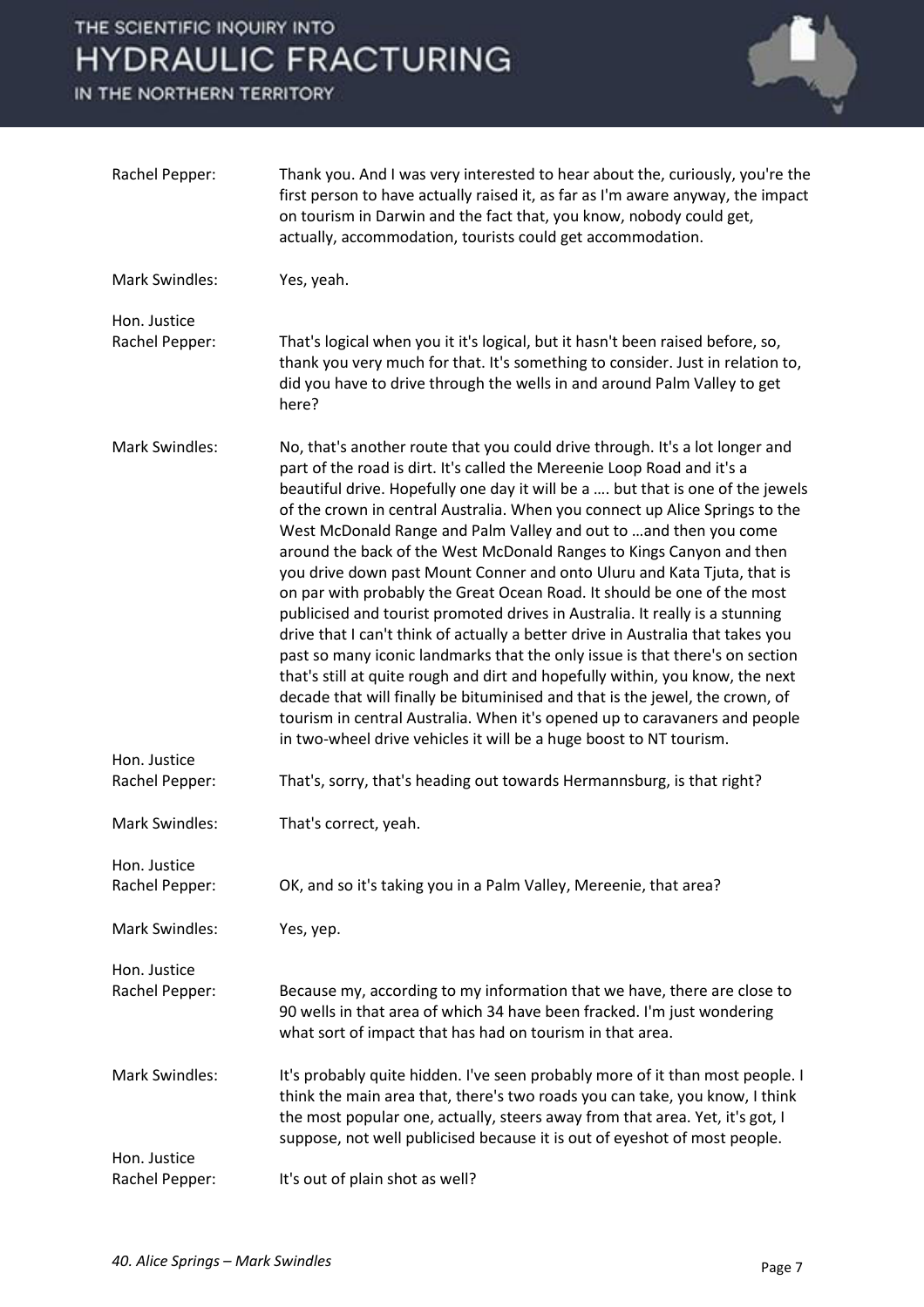Rachel Pepper: Thank you. And I was very interested to hear about the, curiously, you're the first person to have actually raised it, as far as I'm aware anyway, the impact on tourism in Darwin and the fact that, you know, nobody could get, actually, accommodation, tourists could get accommodation.

Mark Swindles: Yes, yeah.

Hon. Justice Rachel Pepper: That's logical when you it it's logical, but it hasn't been raised before, so, thank you very much for that. It's something to consider. Just in relation to, did you have to drive through the wells in and around Palm Valley to get here?

Mark Swindles: No, that's another route that you could drive through. It's a lot longer and part of the road is dirt. It's called the Mereenie Loop Road and it's a beautiful drive. Hopefully one day it will be a …. but that is one of the jewels of the crown in central Australia. When you connect up Alice Springs to the West McDonald Range and Palm Valley and out to …and then you come around the back of the West McDonald Ranges to Kings Canyon and then you drive down past Mount Conner and onto Uluru and Kata Tjuta, that is on par with probably the Great Ocean Road. It should be one of the most publicised and tourist promoted drives in Australia. It really is a stunning drive that I can't think of actually a better drive in Australia that takes you past so many iconic landmarks that the only issue is that there's on section that's still at quite rough and dirt and hopefully within, you know, the next decade that will finally be bituminised and that is the jewel, the crown, of tourism in central Australia. When it's opened up to caravaners and people in two-wheel drive vehicles it will be a huge boost to NT tourism.

Hon. Justice Rachel Pepper: That's, sorry, that's heading out towards Hermannsburg, is that right?

Mark Swindles: That's correct, yeah.

Hon. Justice Rachel Pepper: OK, and so it's taking you in a Palm Valley, Mereenie, that area?

Mark Swindles: Yes, yep.

Hon. Justice Rachel Pepper: Because my, according to my information that we have, there are close to 90 wells in that area of which 34 have been fracked. I'm just wondering what sort of impact that has had on tourism in that area.

Mark Swindles: It's probably quite hidden. I've seen probably more of it than most people. I think the main area that, there's two roads you can take, you know, I think the most popular one, actually, steers away from that area. Yet, it's got, I suppose, not well publicised because it is out of eyeshot of most people.

Hon. Justice Rachel Pepper: It's out of plain shot as well?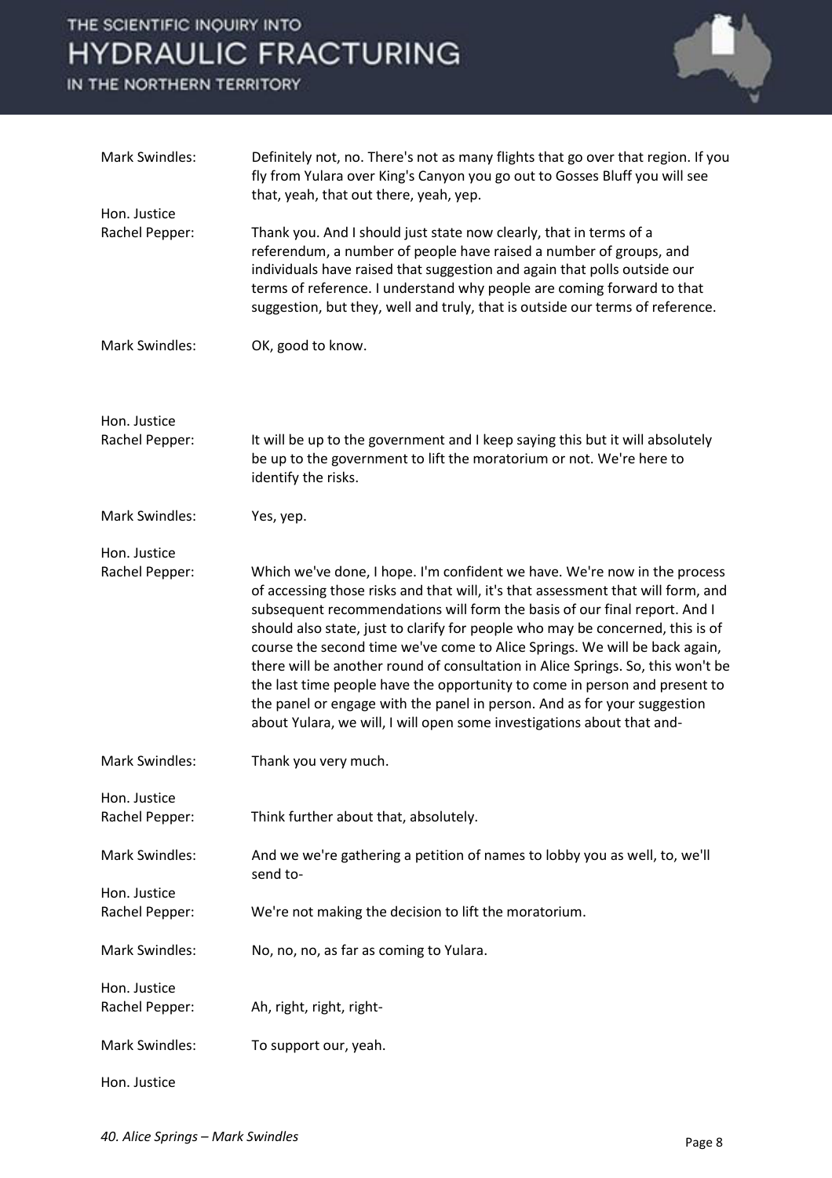Mark Swindles: Definitely not, no. There's not as many flights that go over that region. If you fly from Yulara over King's Canyon you go out to Gosses Bluff you will see that, yeah, that out there, yeah, yep.

Hon. Justice Rachel Pepper: Thank you. And I should just state now clearly, that in terms of a referendum, a number of people have raised a number of groups, and individuals have raised that suggestion and again that polls outside our terms of reference. I understand why people are coming forward to that suggestion, but they, well and truly, that is outside our terms of reference.

Mark Swindles: OK, good to know.

Hon. Justice Rachel Pepper: It will be up to the government and I keep saying this but it will absolutely be up to the government to lift the moratorium or not. We're here to identify the risks.

Mark Swindles: Yes, yep.

Hon. Justice Rachel Pepper: Which we've done, I hope. I'm confident we have. We're now in the process of accessing those risks and that will, it's that assessment that will form, and subsequent recommendations will form the basis of our final report. And I should also state, just to clarify for people who may be concerned, this is of course the second time we've come to Alice Springs. We will be back again, there will be another round of consultation in Alice Springs. So, this won't be the last time people have the opportunity to come in person and present to the panel or engage with the panel in person. And as for your suggestion about Yulara, we will, I will open some investigations about that and-

Mark Swindles: Thank you very much.

Hon. Justice Rachel Pepper: Think further about that, absolutely.

Mark Swindles: And we we're gathering a petition of names to lobby you as well, to, we'll send to-

Hon. Justice Rachel Pepper: We're not making the decision to lift the moratorium.

Mark Swindles: No, no, no, as far as coming to Yulara.

Hon. Justice Rachel Pepper: Ah, right, right, right-

Mark Swindles: To support our, yeah.

Hon. Justice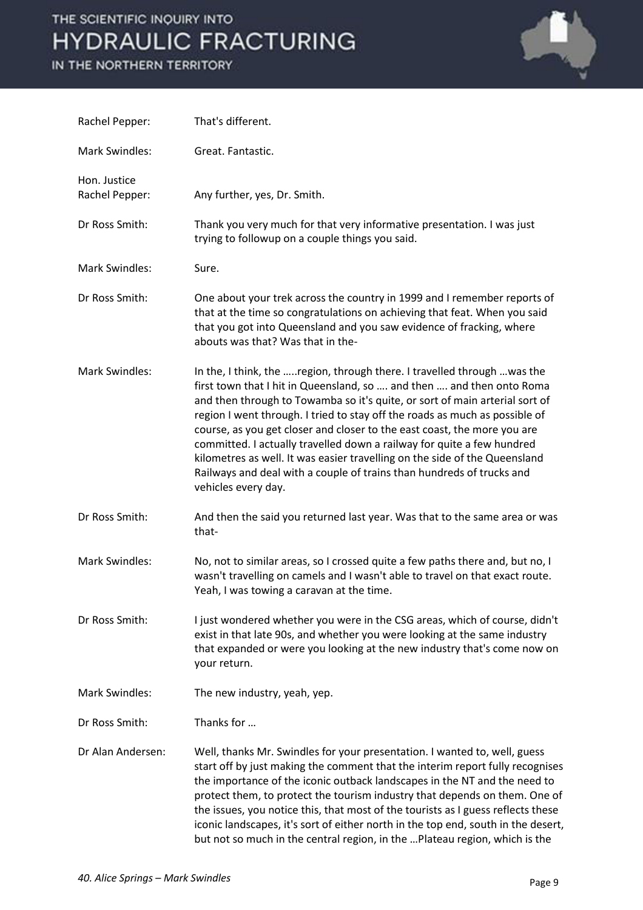Rachel Pepper: That's different.

Mark Swindles: Great. Fantastic.

Hon. Justice Rachel Pepper: Any further, yes, Dr. Smith.

Dr Ross Smith: Thank you very much for that very informative presentation. I was just trying to followup on a couple things you said.

Mark Swindles: Sure.

Dr Ross Smith: One about your trek across the country in 1999 and I remember reports of that at the time so congratulations on achieving that feat. When you said that you got into Queensland and you saw evidence of fracking, where abouts was that? Was that in the-

Mark Swindles: In the, I think, the …..region, through there. I travelled through …was the first town that I hit in Queensland, so …. and then …. and then onto Roma and then through to Towamba so it's quite, or sort of main arterial sort of region I went through. I tried to stay off the roads as much as possible of course, as you get closer and closer to the east coast, the more you are committed. I actually travelled down a railway for quite a few hundred kilometres as well. It was easier travelling on the side of the Queensland Railways and deal with a couple of trains than hundreds of trucks and vehicles every day.

Dr Ross Smith: And then the said you returned last year. Was that to the same area or was that-

Mark Swindles: No, not to similar areas, so I crossed quite a few paths there and, but no, I wasn't travelling on camels and I wasn't able to travel on that exact route. Yeah, I was towing a caravan at the time.

Dr Ross Smith: I just wondered whether you were in the CSG areas, which of course, didn't exist in that late 90s, and whether you were looking at the same industry that expanded or were you looking at the new industry that's come now on your return.

Mark Swindles: The new industry, yeah, yep.

Dr Ross Smith: Thanks for …

Dr Alan Andersen: Well, thanks Mr. Swindles for your presentation. I wanted to, well, guess start off by just making the comment that the interim report fully recognises the importance of the iconic outback landscapes in the NT and the need to protect them, to protect the tourism industry that depends on them. One of the issues, you notice this, that most of the tourists as I guess reflects these iconic landscapes, it's sort of either north in the top end, south in the desert, but not so much in the central region, in the …Plateau region, which is the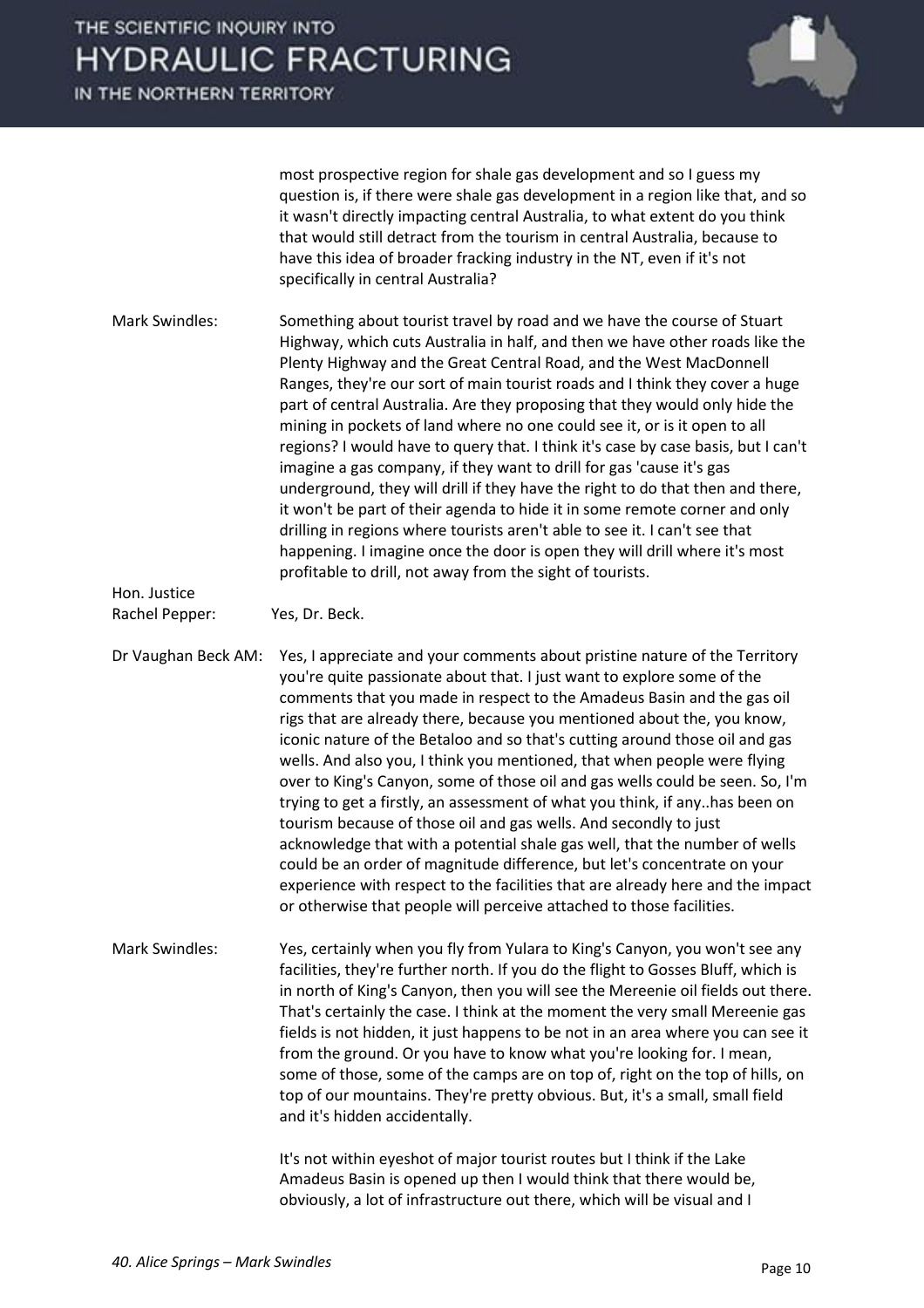most prospective region for shale gas development and so I guess my question is, if there were shale gas development in a region like that, and so it wasn't directly impacting central Australia, to what extent do you think that would still detract from the tourism in central Australia, because to have this idea of broader fracking industry in the NT, even if it's not specifically in central Australia?

**Mark Swindles:** Something about tourist travel by road and we have the course of Stuart Highway, which cuts Australia in half, and then we have other roads like the Plenty Highway and the Great Central Road, and the West MacDonnell Ranges, they're our sort of main tourist roads and I think they cover a huge part of central Australia. Are they proposing that they would only hide the mining in pockets of land where no one could see it, or is it open to all regions? I would have to query that. I think it's case by case basis, but I can't imagine a gas company, if they want to drill for gas 'cause it's gas underground, they will drill if they have the right to do that then and there, it won't be part of their agenda to hide it in some remote corner and only drilling in regions where tourists aren't able to see it. I can't see that happening. I imagine once the door is open they will drill where it's most profitable to drill, not away from the sight of tourists.

**Hon. Justice Rachel Pepper:** Yes, Dr. Beck.

**Dr Vaughan Beck AM:** Yes, I appreciate and your comments about pristine nature of the Territory you're quite passionate about that. I just want to explore some of the comments that you made in respect to the Amadeus Basin and the gas oil rigs that are already there, because you mentioned about the, you know, iconic nature of the Betaloo and so that's cutting around those oil and gas wells. And also you, I think you mentioned, that when people were flying over to King's Canyon, some of those oil and gas wells could be seen. So, I'm trying to get a firstly, an assessment of what you think, if any..has been on tourism because of those oil and gas wells. And secondly to just acknowledge that with a potential shale gas well, that the number of wells could be an order of magnitude difference, but let's concentrate on your experience with respect to the facilities that are already here and the impact or otherwise that people will perceive attached to those facilities.

**Mark Swindles:** Yes, certainly when you fly from Yulara to King's Canyon, you won't see any facilities, they're further north. If you do the flight to Gosses Bluff, which is in north of King's Canyon, then you will see the Mereenie oil fields out there. That's certainly the case. I think at the moment the very small Mereenie gas fields is not hidden, it just happens to be not in an area where you can see it from the ground. Or you have to know what you're looking for. I mean, some of those, some of the camps are on top of, right on the top of hills, on top of our mountains. They're pretty obvious. But, it's a small, small field and it's hidden accidentally.

It's not within eyeshot of major tourist routes but I think if the Lake Amadeus Basin is opened up then I would think that there would be, obviously, a lot of infrastructure out there, which will be visual and I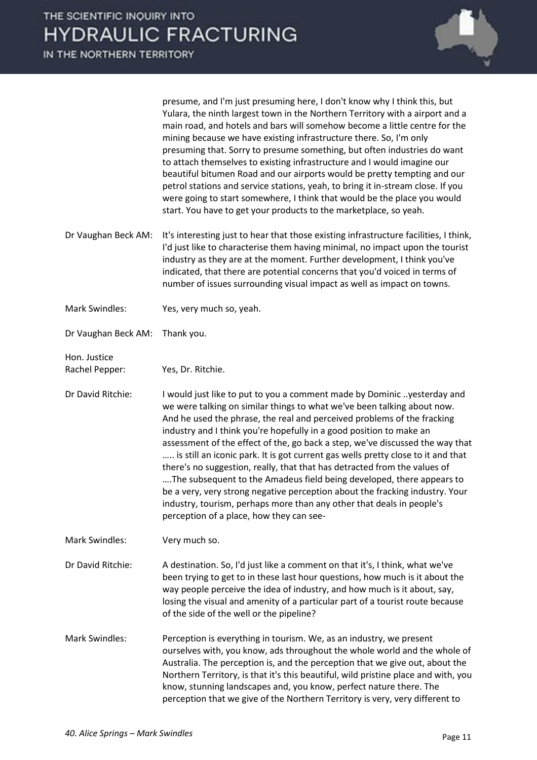presume, and I'm just presuming here, I don't know why I think this, but Yulara, the ninth largest town in the Northern Territory with a airport and a main road, and hotels and bars will somehow become a little centre for the mining because we have existing infrastructure there. So, I'm only presuming that. Sorry to presume something, but often industries do want to attach themselves to existing infrastructure and I would imagine our beautiful bitumen Road and our airports would be pretty tempting and our petrol stations and service stations, yeah, to bring it in-stream close. If you were going to start somewhere, I think that would be the place you would start. You have to get your products to the marketplace, so yeah.

**Dr Vaughan Beck AM:** It's interesting just to hear that those existing infrastructure facilities, I think, I'd just like to characterise them having minimal, no impact upon the tourist industry as they are at the moment. Further development, I think you've indicated, that there are potential concerns that you'd voiced in terms of number of issues surrounding visual impact as well as impact on towns.

**Mark Swindles:** Yes, very much so, yeah.

**Dr Vaughan Beck AM:** Thank you.

**Hon. Justice Rachel Pepper:** Yes, Dr. Ritchie.

**Dr David Ritchie:** I would just like to put to you a comment made by Dominic ..yesterday and we were talking on similar things to what we've been talking about now. And he used the phrase, the real and perceived problems of the fracking industry and I think you're hopefully in a good position to make an assessment of the effect of the, go back a step, we've discussed the way that ….. is still an iconic park. It is got current gas wells pretty close to it and that there's no suggestion, really, that that has detracted from the values of ….The subsequent to the Amadeus field being developed, there appears to be a very, very strong negative perception about the fracking industry. Your industry, tourism, perhaps more than any other that deals in people's perception of a place, how they can see-

**Mark Swindles:** Very much so.

**Dr David Ritchie:** A destination. So, I'd just like a comment on that it's, I think, what we've been trying to get to in these last hour questions, how much is it about the way people perceive the idea of industry, and how much is it about, say, losing the visual and amenity of a particular part of a tourist route because of the side of the well or the pipeline?

**Mark Swindles:** Perception is everything in tourism. We, as an industry, we present ourselves with, you know, ads throughout the whole world and the whole of Australia. The perception is, and the perception that we give out, about the Northern Territory, is that it's this beautiful, wild pristine place and with, you know, stunning landscapes and, you know, perfect nature there. The perception that we give of the Northern Territory is very, very different to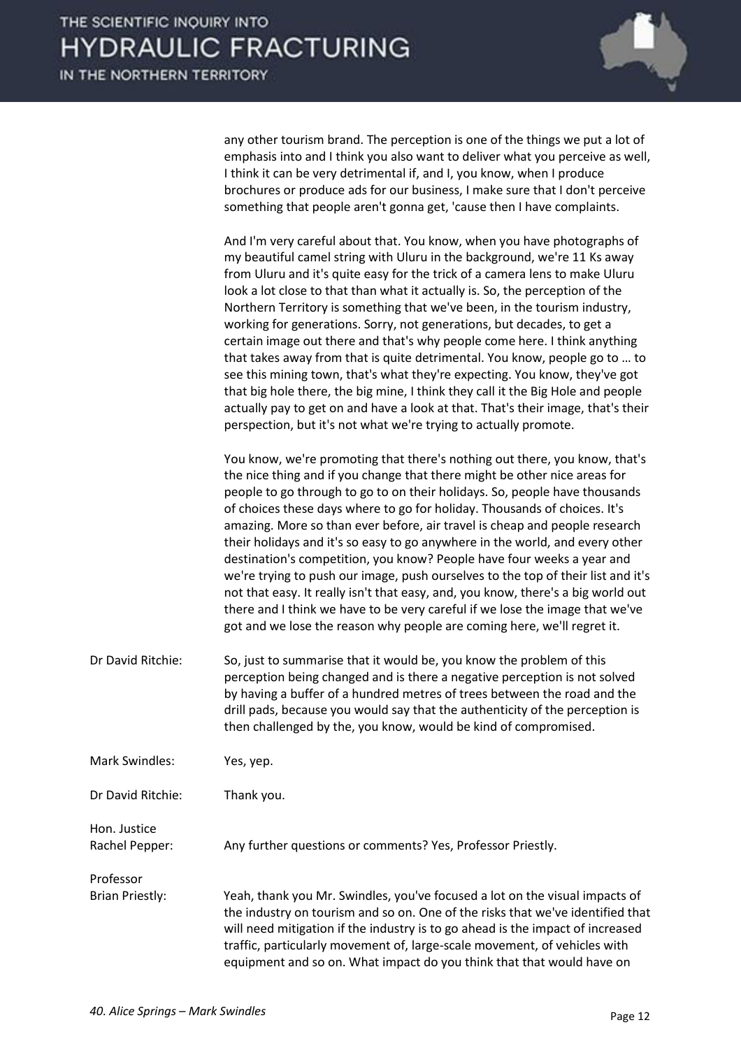any other tourism brand. The perception is one of the things we put a lot of emphasis into and I think you also want to deliver what you perceive as well, I think it can be very detrimental if, and I, you know, when I produce brochures or produce ads for our business, I make sure that I don't perceive something that people aren't gonna get, 'cause then I have complaints.

And I'm very careful about that. You know, when you have photographs of my beautiful camel string with Uluru in the background, we're 11 Ks away from Uluru and it's quite easy for the trick of a camera lens to make Uluru look a lot close to that than what it actually is. So, the perception of the Northern Territory is something that we've been, in the tourism industry, working for generations. Sorry, not generations, but decades, to get a certain image out there and that's why people come here. I think anything that takes away from that is quite detrimental. You know, people go to … to see this mining town, that's what they're expecting. You know, they've got that big hole there, the big mine, I think they call it the Big Hole and people actually pay to get on and have a look at that. That's their image, that's their perspection, but it's not what we're trying to actually promote.

You know, we're promoting that there's nothing out there, you know, that's the nice thing and if you change that there might be other nice areas for people to go through to go to on their holidays. So, people have thousands of choices these days where to go for holiday. Thousands of choices. It's amazing. More so than ever before, air travel is cheap and people research their holidays and it's so easy to go anywhere in the world, and every other destination's competition, you know? People have four weeks a year and we're trying to push our image, push ourselves to the top of their list and it's not that easy. It really isn't that easy, and, you know, there's a big world out there and I think we have to be very careful if we lose the image that we've got and we lose the reason why people are coming here, we'll regret it.

**Dr David Ritchie:** So, just to summarise that it would be, you know the problem of this perception being changed and is there a negative perception is not solved by having a buffer of a hundred metres of trees between the road and the drill pads, because you would say that the authenticity of the perception is then challenged by the, you know, would be kind of compromised.

**Mark Swindles:** Yes, yep.

**Dr David Ritchie:** Thank you.

**Hon. Justice Rachel Pepper:** Any further questions or comments? Yes, Professor Priestly.

**Professor Brian Priestly:** Yeah, thank you Mr. Swindles, you've focused a lot on the visual impacts of the industry on tourism and so on. One of the risks that we've identified that will need mitigation if the industry is to go ahead is the impact of increased traffic, particularly movement of, large-scale movement, of vehicles with equipment and so on. What impact do you think that that would have on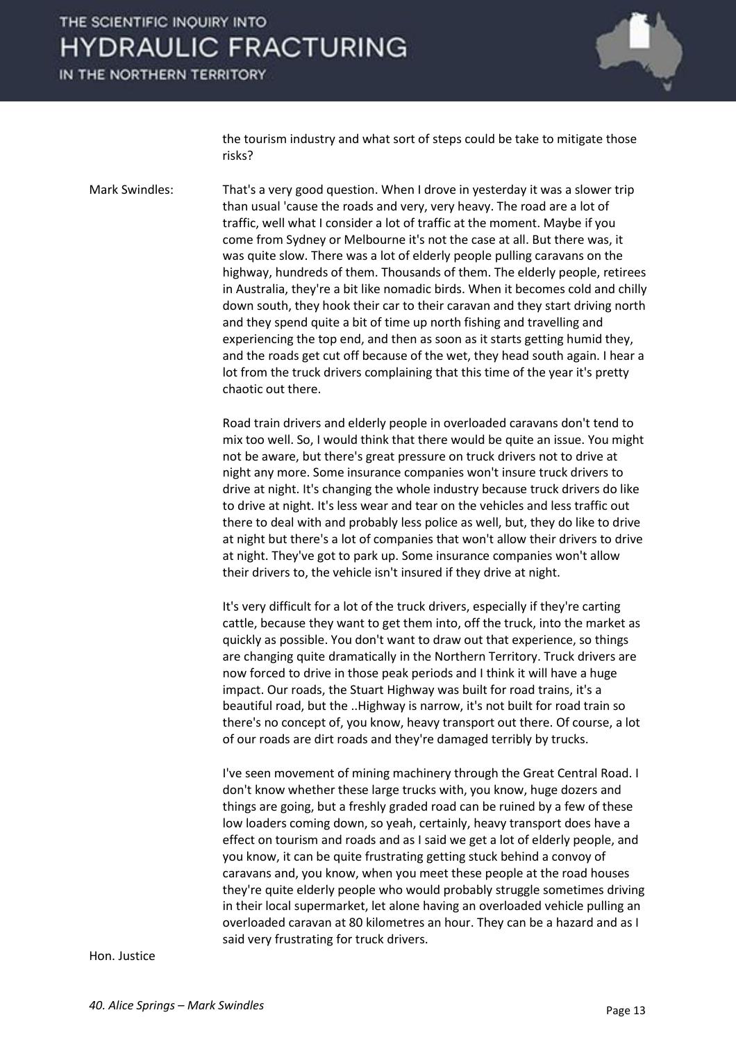the tourism industry and what sort of steps could be take to mitigate those risks?

Mark Swindles: That's a very good question. When I drove in yesterday it was a slower trip than usual 'cause the roads and very, very heavy. The road are a lot of traffic, well what I consider a lot of traffic at the moment. Maybe if you come from Sydney or Melbourne it's not the case at all. But there was, it was quite slow. There was a lot of elderly people pulling caravans on the highway, hundreds of them. Thousands of them. The elderly people, retirees in Australia, they're a bit like nomadic birds. When it becomes cold and chilly down south, they hook their car to their caravan and they start driving north and they spend quite a bit of time up north fishing and travelling and experiencing the top end, and then as soon as it starts getting humid they, and the roads get cut off because of the wet, they head south again. I hear a lot from the truck drivers complaining that this time of the year it's pretty chaotic out there.

Road train drivers and elderly people in overloaded caravans don't tend to mix too well. So, I would think that there would be quite an issue. You might not be aware, but there's great pressure on truck drivers not to drive at night any more. Some insurance companies won't insure truck drivers to drive at night. It's changing the whole industry because truck drivers do like to drive at night. It's less wear and tear on the vehicles and less traffic out there to deal with and probably less police as well, but, they do like to drive at night but there's a lot of companies that won't allow their drivers to drive at night. They've got to park up. Some insurance companies won't allow their drivers to, the vehicle isn't insured if they drive at night.

It's very difficult for a lot of the truck drivers, especially if they're carting cattle, because they want to get them into, off the truck, into the market as quickly as possible. You don't want to draw out that experience, so things are changing quite dramatically in the Northern Territory. Truck drivers are now forced to drive in those peak periods and I think it will have a huge impact. Our roads, the Stuart Highway was built for road trains, it's a beautiful road, but the ..Highway is narrow, it's not built for road train so there's no concept of, you know, heavy transport out there. Of course, a lot of our roads are dirt roads and they're damaged terribly by trucks.

I've seen movement of mining machinery through the Great Central Road. I don't know whether these large trucks with, you know, huge dozers and things are going, but a freshly graded road can be ruined by a few of these low loaders coming down, so yeah, certainly, heavy transport does have a effect on tourism and roads and as I said we get a lot of elderly people, and you know, it can be quite frustrating getting stuck behind a convoy of caravans and, you know, when you meet these people at the road houses they're quite elderly people who would probably struggle sometimes driving in their local supermarket, let alone having an overloaded vehicle pulling an overloaded caravan at 80 kilometres an hour. They can be a hazard and as I said very frustrating for truck drivers.

Hon. Justice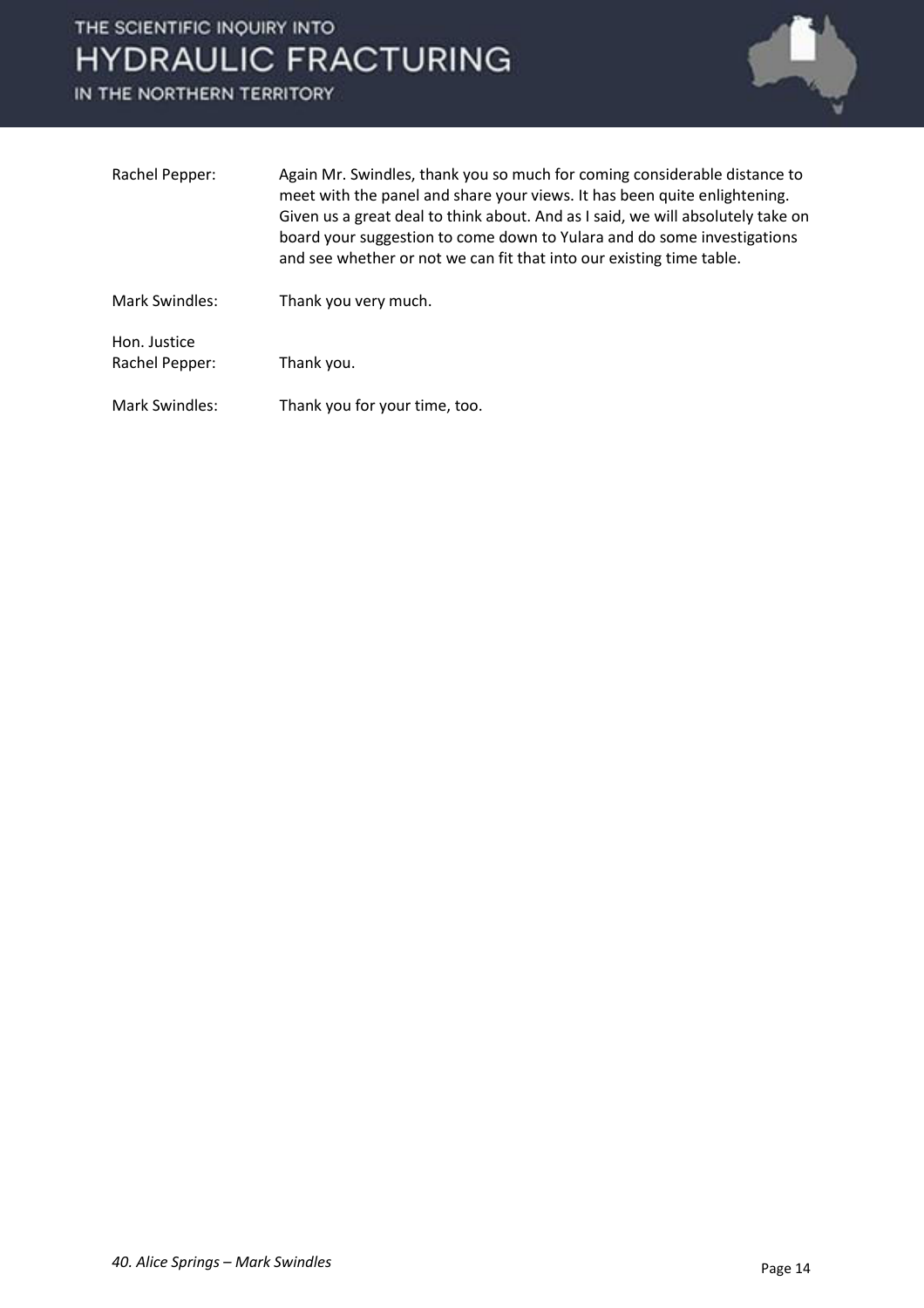Rachel Pepper: Again Mr. Swindles, thank you so much for coming considerable distance to meet with the panel and share your views. It has been quite enlightening. Given us a great deal to think about. And as I said, we will absolutely take on board your suggestion to come down to Yulara and do some investigations and see whether or not we can fit that into our existing time table.

Mark Swindles: Thank you very much.

Hon. Justice Rachel Pepper: Thank you.

Mark Swindles: Thank you for your time, too.